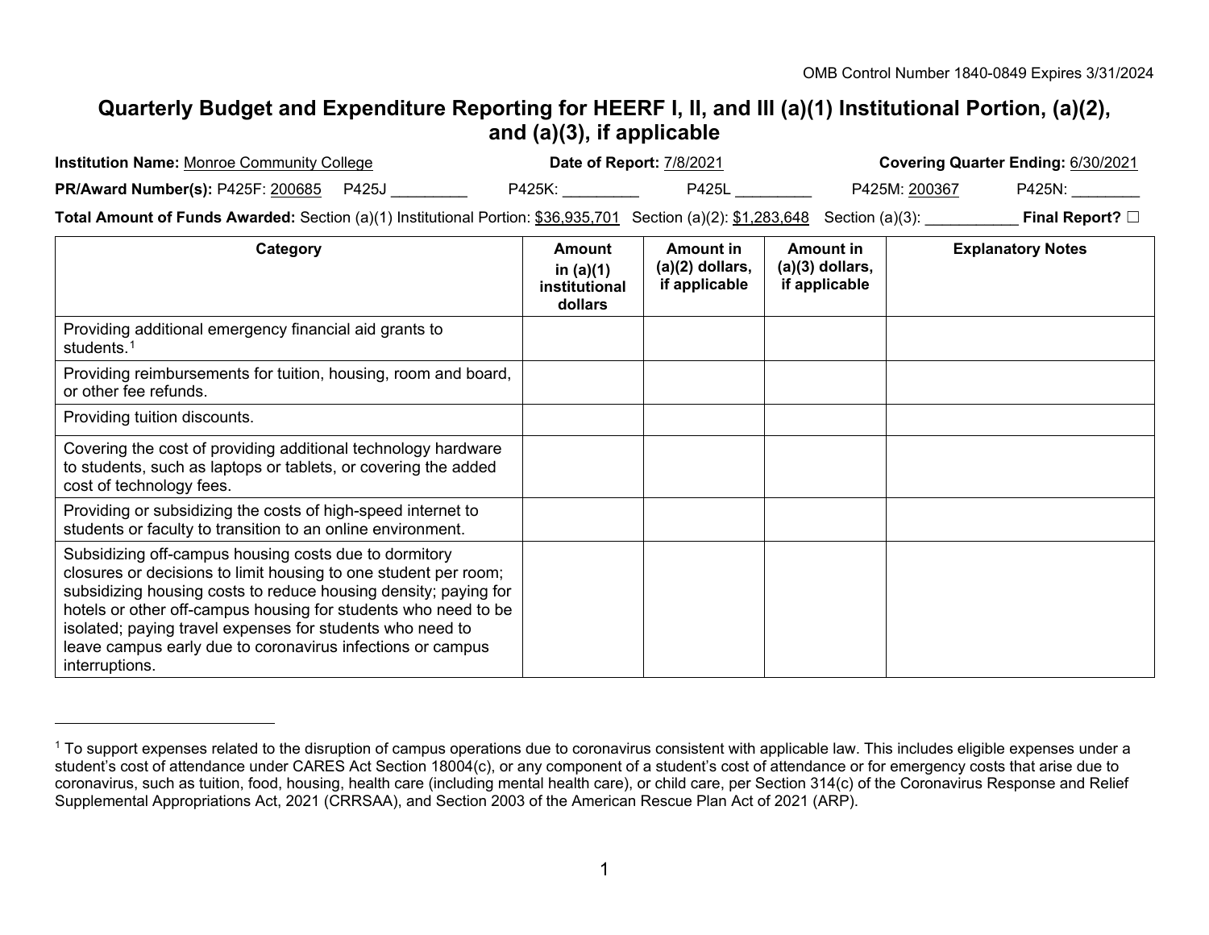OMB Control Number 1840-0849 Expires 3/31/2024

# Quarterly Budget and Expenditure Reporting for HEERF I, II, and III (a)(1) Institutional Portion, (a)(2), and (a)(3), if applicable

**Institution Name:** Monroe Community College **Date of Report:** 7/8/2021 **Covering Quarter Ending:** 6/30/2021

**PR/Award Number(s):** P425F: 200685 P425J _________ P425K: _________ P425L _________ P425M: 200367 P425N: ________

**Total Amount of Funds Awarded:** Section (a)(1) Institutional Portion: $36,935,701 Section (a)(2): $1,283,648 Section (a)(3): ___________ **Final Report?** ☐

| Category | Amount in (a)(1) institutional dollars | Amount in (a)(2) dollars, if applicable | Amount in (a)(3) dollars, if applicable | Explanatory Notes |
|---|---|---|---|---|
| Providing additional emergency financial aid grants to students.[1] | | | | |
| Providing reimbursements for tuition, housing, room and board, or other fee refunds. | | | | |
| Providing tuition discounts. | | | | |
| Covering the cost of providing additional technology hardware to students, such as laptops or tablets, or covering the added cost of technology fees. | | | | |
| Providing or subsidizing the costs of high-speed internet to students or faculty to transition to an online environment. | | | | |
| Subsidizing off-campus housing costs due to dormitory closures or decisions to limit housing to one student per room; subsidizing housing costs to reduce housing density; paying for hotels or other off-campus housing for students who need to be isolated; paying travel expenses for students who need to leave campus early due to coronavirus infections or campus interruptions. | | | | |

[1] To support expenses related to the disruption of campus operations due to coronavirus consistent with applicable law. This includes eligible expenses under a student's cost of attendance under CARES Act Section 18004(c), or any component of a student's cost of attendance or for emergency costs that arise due to coronavirus, such as tuition, food, housing, health care (including mental health care), or child care, per Section 314(c) of the Coronavirus Response and Relief Supplemental Appropriations Act, 2021 (CRRSAA), and Section 2003 of the American Rescue Plan Act of 2021 (ARP).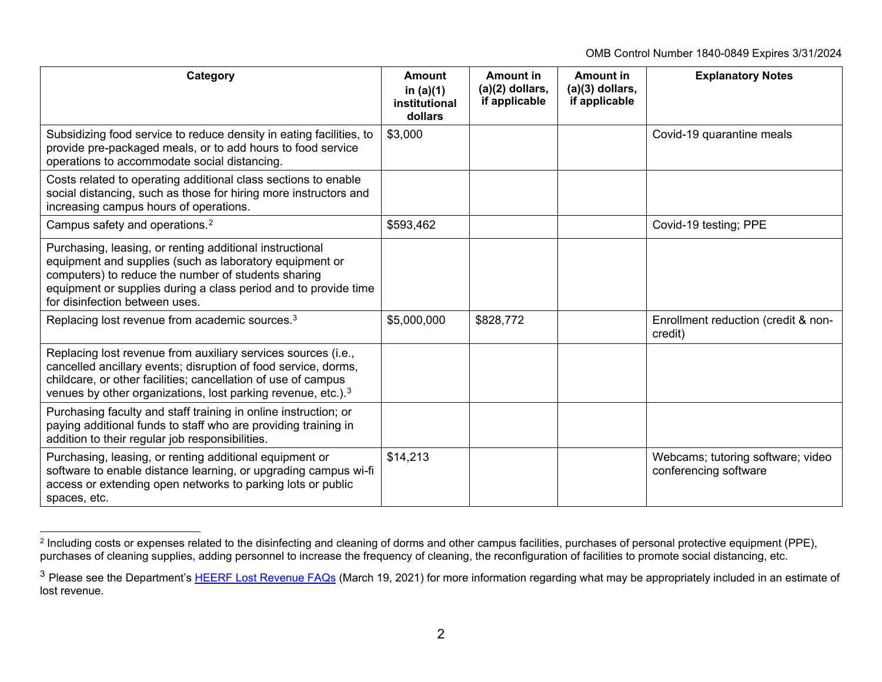OMB Control Number 1840-0849 Expires 3/31/2024

| Category | Amount in (a)(1) institutional dollars | Amount in (a)(2) dollars, if applicable | Amount in (a)(3) dollars, if applicable | Explanatory Notes |
|---|---|---|---|---|
| Subsidizing food service to reduce density in eating facilities, to provide pre-packaged meals, or to add hours to food service operations to accommodate social distancing. | $3,000 | | | Covid-19 quarantine meals |
| Costs related to operating additional class sections to enable social distancing, such as those for hiring more instructors and increasing campus hours of operations. | | | | |
| Campus safety and operations.[2] | $593,462 | | | Covid-19 testing; PPE |
| Purchasing, leasing, or renting additional instructional equipment and supplies (such as laboratory equipment or computers) to reduce the number of students sharing equipment or supplies during a class period and to provide time for disinfection between uses. | | | | |
| Replacing lost revenue from academic sources.[3] | $5,000,000 | $828,772 | | Enrollment reduction (credit & non-credit) |
| Replacing lost revenue from auxiliary services sources (i.e., cancelled ancillary events; disruption of food service, dorms, childcare, or other facilities; cancellation of use of campus venues by other organizations, lost parking revenue, etc.).[3] | | | | |
| Purchasing faculty and staff training in online instruction; or paying additional funds to staff who are providing training in addition to their regular job responsibilities. | | | | |
| Purchasing, leasing, or renting additional equipment or software to enable distance learning, or upgrading campus wi-fi access or extending open networks to parking lots or public spaces, etc. | $14,213 | | | Webcams; tutoring software; video conferencing software |

[2] Including costs or expenses related to the disinfecting and cleaning of dorms and other campus facilities, purchases of personal protective equipment (PPE), purchases of cleaning supplies, adding personnel to increase the frequency of cleaning, the reconfiguration of facilities to promote social distancing, etc.

[3] Please see the Department's HEERF Lost Revenue FAQs (March 19, 2021) for more information regarding what may be appropriately included in an estimate of lost revenue.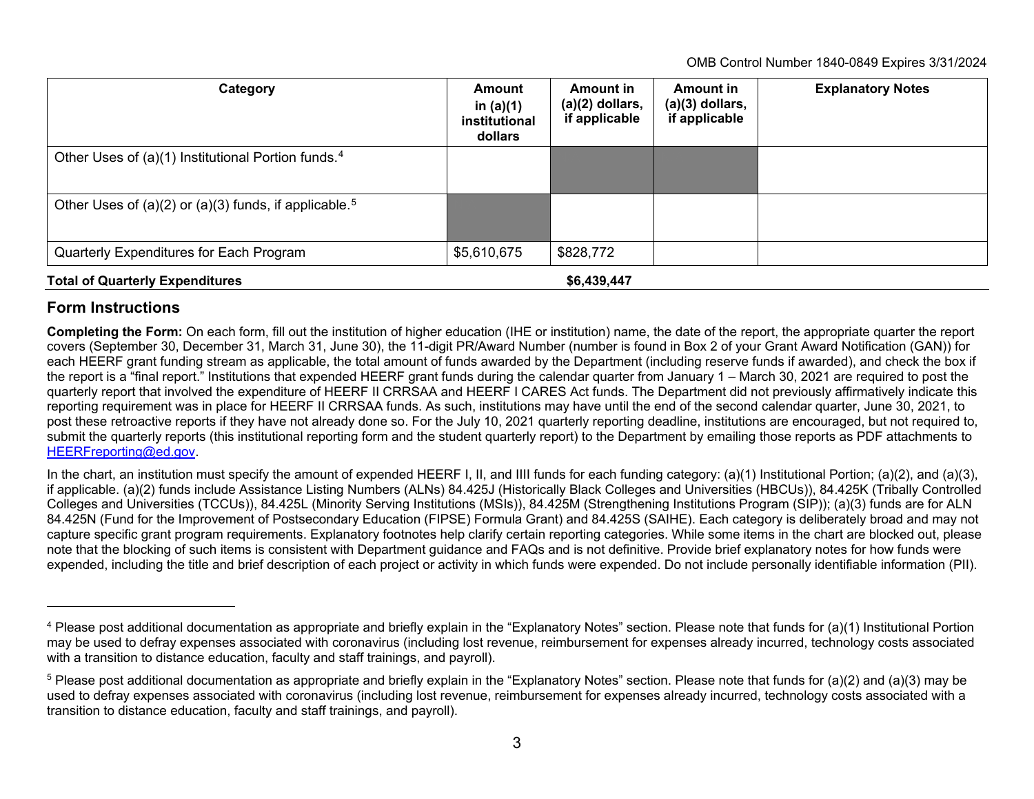| Category | Amount in (a)(1) institutional dollars | Amount in (a)(2) dollars, if applicable | Amount in (a)(3) dollars, if applicable | Explanatory Notes |
|---|---|---|---|---|
| Other Uses of (a)(1) Institutional Portion funds.[4] | | | | |
| Other Uses of (a)(2) or (a)(3) funds, if applicable.[5] | | | | |
| Quarterly Expenditures for Each Program | $5,610,675 | $828,772 | | |
| **Total of Quarterly Expenditures** | | **$6,439,447** | | |

## Form Instructions

**Completing the Form:** On each form, fill out the institution of higher education (IHE or institution) name, the date of the report, the appropriate quarter the report covers (September 30, December 31, March 31, June 30), the 11-digit PR/Award Number (number is found in Box 2 of your Grant Award Notification (GAN)) for each HEERF grant funding stream as applicable, the total amount of funds awarded by the Department (including reserve funds if awarded), and check the box if the report is a "final report." Institutions that expended HEERF grant funds during the calendar quarter from January 1 – March 30, 2021 are required to post the quarterly report that involved the expenditure of HEERF II CRRSAA and HEERF I CARES Act funds. The Department did not previously affirmatively indicate this reporting requirement was in place for HEERF II CRRSAA funds. As such, institutions may have until the end of the second calendar quarter, June 30, 2021, to post these retroactive reports if they have not already done so. For the July 10, 2021 quarterly reporting deadline, institutions are encouraged, but not required to, submit the quarterly reports (this institutional reporting form and the student quarterly report) to the Department by emailing those reports as PDF attachments to HEERFreporting@ed.gov.

In the chart, an institution must specify the amount of expended HEERF I, II, and IIII funds for each funding category: (a)(1) Institutional Portion; (a)(2), and (a)(3), if applicable. (a)(2) funds include Assistance Listing Numbers (ALNs) 84.425J (Historically Black Colleges and Universities (HBCUs)), 84.425K (Tribally Controlled Colleges and Universities (TCCUs)), 84.425L (Minority Serving Institutions (MSIs)), 84.425M (Strengthening Institutions Program (SIP)); (a)(3) funds are for ALN 84.425N (Fund for the Improvement of Postsecondary Education (FIPSE) Formula Grant) and 84.425S (SAIHE). Each category is deliberately broad and may not capture specific grant program requirements. Explanatory footnotes help clarify certain reporting categories. While some items in the chart are blocked out, please note that the blocking of such items is consistent with Department guidance and FAQs and is not definitive. Provide brief explanatory notes for how funds were expended, including the title and brief description of each project or activity in which funds were expended. Do not include personally identifiable information (PII).

---

[4] Please post additional documentation as appropriate and briefly explain in the "Explanatory Notes" section. Please note that funds for (a)(1) Institutional Portion may be used to defray expenses associated with coronavirus (including lost revenue, reimbursement for expenses already incurred, technology costs associated with a transition to distance education, faculty and staff trainings, and payroll).

[5] Please post additional documentation as appropriate and briefly explain in the "Explanatory Notes" section. Please note that funds for (a)(2) and (a)(3) may be used to defray expenses associated with coronavirus (including lost revenue, reimbursement for expenses already incurred, technology costs associated with a transition to distance education, faculty and staff trainings, and payroll).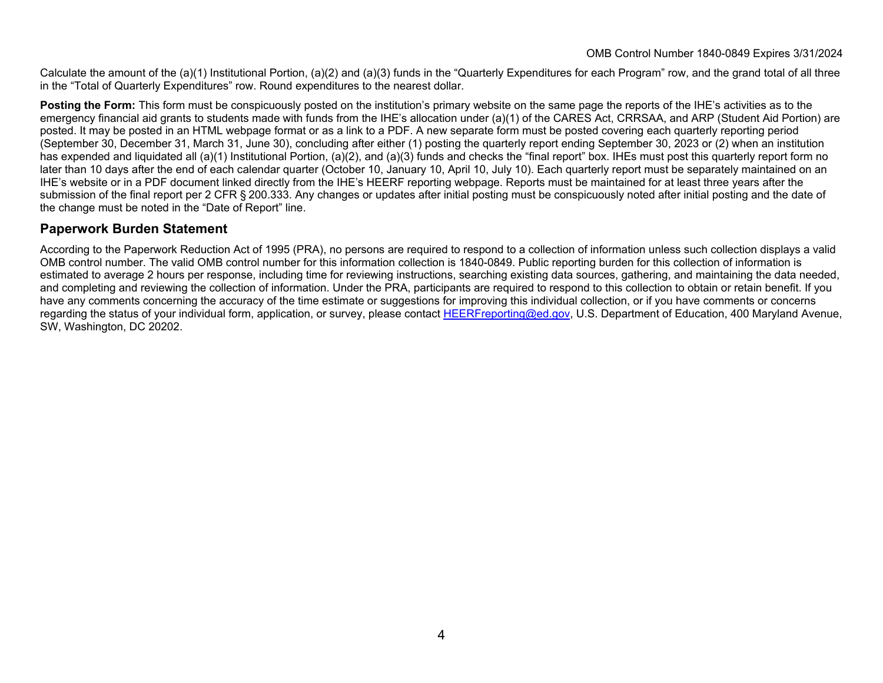Calculate the amount of the (a)(1) Institutional Portion, (a)(2) and (a)(3) funds in the "Quarterly Expenditures for each Program" row, and the grand total of all three in the "Total of Quarterly Expenditures" row. Round expenditures to the nearest dollar.

**Posting the Form:** This form must be conspicuously posted on the institution's primary website on the same page the reports of the IHE's activities as to the emergency financial aid grants to students made with funds from the IHE's allocation under (a)(1) of the CARES Act, CRRSAA, and ARP (Student Aid Portion) are posted. It may be posted in an HTML webpage format or as a link to a PDF. A new separate form must be posted covering each quarterly reporting period (September 30, December 31, March 31, June 30), concluding after either (1) posting the quarterly report ending September 30, 2023 or (2) when an institution has expended and liquidated all (a)(1) Institutional Portion, (a)(2), and (a)(3) funds and checks the "final report" box. IHEs must post this quarterly report form no later than 10 days after the end of each calendar quarter (October 10, January 10, April 10, July 10). Each quarterly report must be separately maintained on an IHE's website or in a PDF document linked directly from the IHE's HEERF reporting webpage. Reports must be maintained for at least three years after the submission of the final report per 2 CFR § 200.333. Any changes or updates after initial posting must be conspicuously noted after initial posting and the date of the change must be noted in the "Date of Report" line.

## Paperwork Burden Statement

According to the Paperwork Reduction Act of 1995 (PRA), no persons are required to respond to a collection of information unless such collection displays a valid OMB control number. The valid OMB control number for this information collection is 1840-0849. Public reporting burden for this collection of information is estimated to average 2 hours per response, including time for reviewing instructions, searching existing data sources, gathering, and maintaining the data needed, and completing and reviewing the collection of information. Under the PRA, participants are required to respond to this collection to obtain or retain benefit. If you have any comments concerning the accuracy of the time estimate or suggestions for improving this individual collection, or if you have comments or concerns regarding the status of your individual form, application, or survey, please contact HEERFreporting@ed.gov, U.S. Department of Education, 400 Maryland Avenue, SW, Washington, DC 20202.